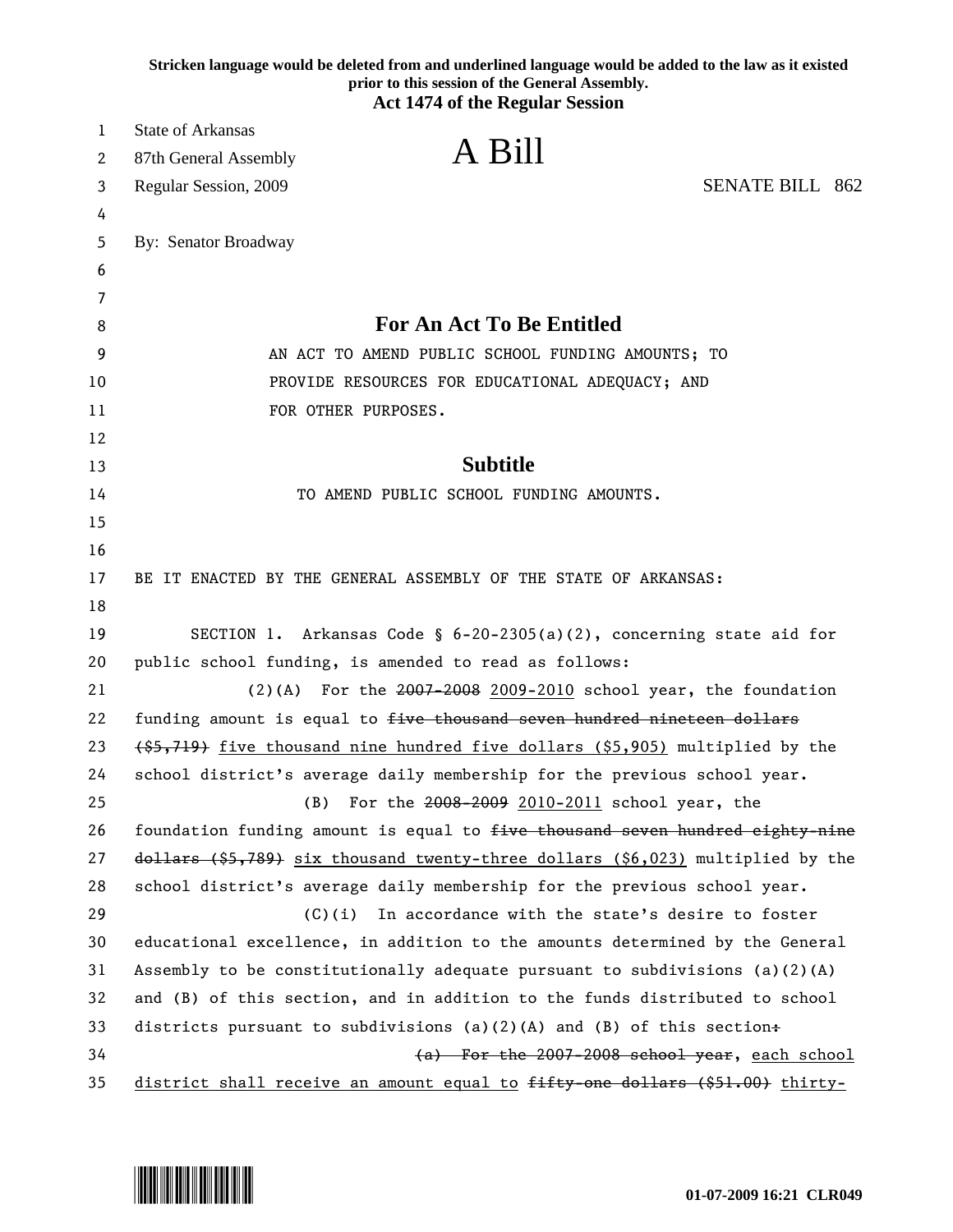**Stricken language would be deleted from and underlined language would be added to the law as it existed prior to this session of the General Assembly.**
**Act 1474 of the Regular Session**

State of Arkansas
87th General Assembly
Regular Session, 2009

# A Bill

SENATE BILL 862

By: Senator Broadway

## For An Act To Be Entitled

AN ACT TO AMEND PUBLIC SCHOOL FUNDING AMOUNTS; TO PROVIDE RESOURCES FOR EDUCATIONAL ADEQUACY; AND FOR OTHER PURPOSES.

## Subtitle

TO AMEND PUBLIC SCHOOL FUNDING AMOUNTS.

BE IT ENACTED BY THE GENERAL ASSEMBLY OF THE STATE OF ARKANSAS:

SECTION 1. Arkansas Code § 6-20-2305(a)(2), concerning state aid for public school funding, is amended to read as follows:

(2)(A) For the ~~2007-2008~~ 2009-2010 school year, the foundation funding amount is equal to ~~five thousand seven hundred nineteen dollars ($5,719)~~ five thousand nine hundred five dollars ($5,905) multiplied by the school district's average daily membership for the previous school year.

(B) For the ~~2008-2009~~ 2010-2011 school year, the foundation funding amount is equal to ~~five thousand seven hundred eighty-nine dollars ($5,789)~~ six thousand twenty-three dollars ($6,023) multiplied by the school district's average daily membership for the previous school year.

(C)(i) In accordance with the state's desire to foster educational excellence, in addition to the amounts determined by the General Assembly to be constitutionally adequate pursuant to subdivisions (a)(2)(A) and (B) of this section, and in addition to the funds distributed to school districts pursuant to subdivisions (a)(2)(A) and (B) of this section~~:~~

~~(a) For the 2007-2008 school year~~, each school district shall receive an amount equal to ~~fifty-one dollars ($51.00)~~ thirty-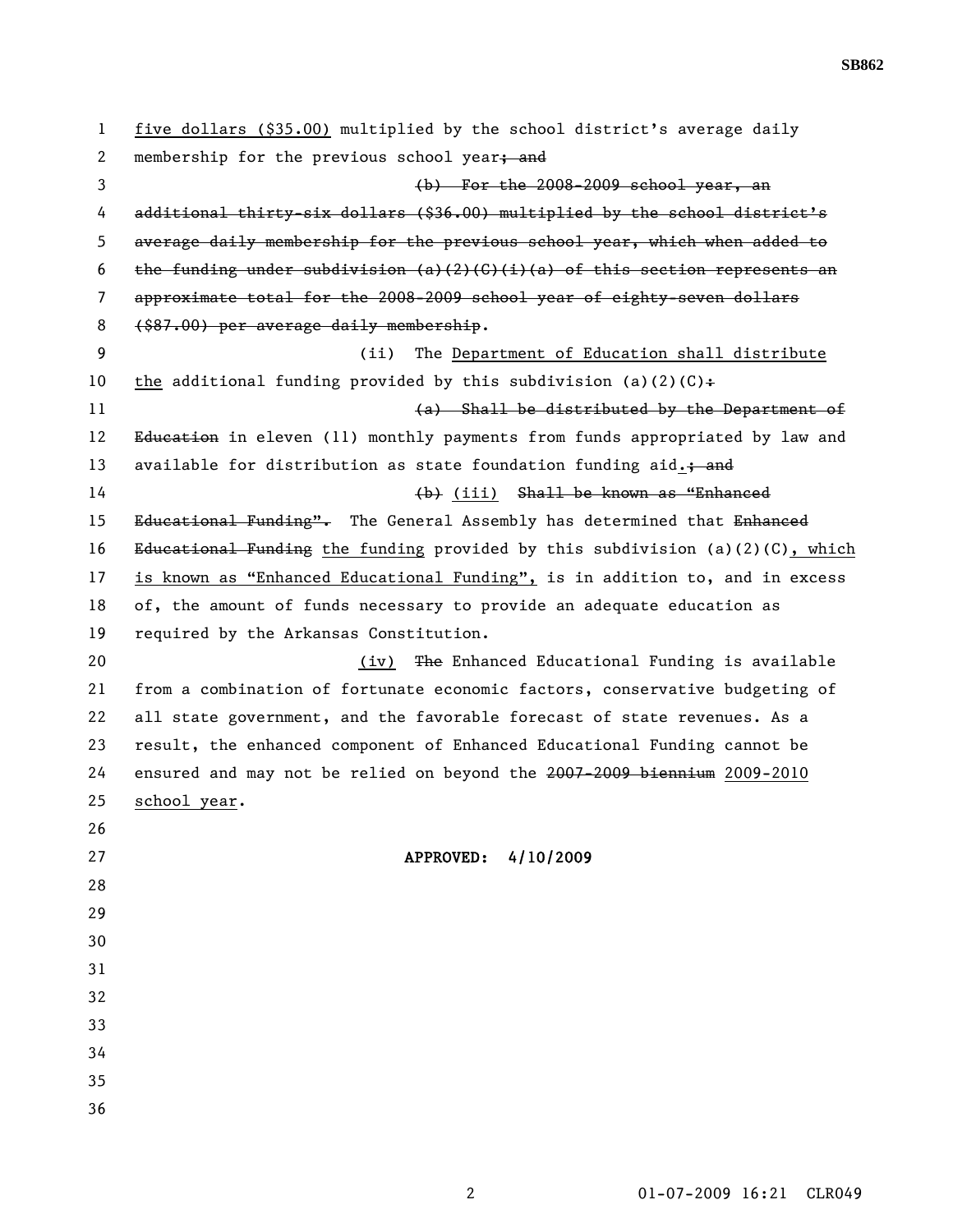five dollars ($35.00) multiplied by the school district's average daily membership for the previous school year; and

(b) For the 2008-2009 school year, an additional thirty-six dollars ($36.00) multiplied by the school district's average daily membership for the previous school year, which when added to the funding under subdivision (a)(2)(C)(i)(a) of this section represents an approximate total for the 2008-2009 school year of eighty-seven dollars ($87.00) per average daily membership.

(ii) The Department of Education shall distribute the additional funding provided by this subdivision (a)(2)(C):

(a) Shall be distributed by the Department of Education in eleven (11) monthly payments from funds appropriated by law and available for distribution as state foundation funding aid.; and

(b) (iii) Shall be known as "Enhanced Educational Funding". The General Assembly has determined that Enhanced Educational Funding the funding provided by this subdivision (a)(2)(C), which is known as "Enhanced Educational Funding", is in addition to, and in excess of, the amount of funds necessary to provide an adequate education as required by the Arkansas Constitution.

(iv) The Enhanced Educational Funding is available from a combination of fortunate economic factors, conservative budgeting of all state government, and the favorable forecast of state revenues. As a result, the enhanced component of Enhanced Educational Funding cannot be ensured and may not be relied on beyond the 2007-2009 biennium 2009-2010 school year.

**APPROVED: 4/10/2009**